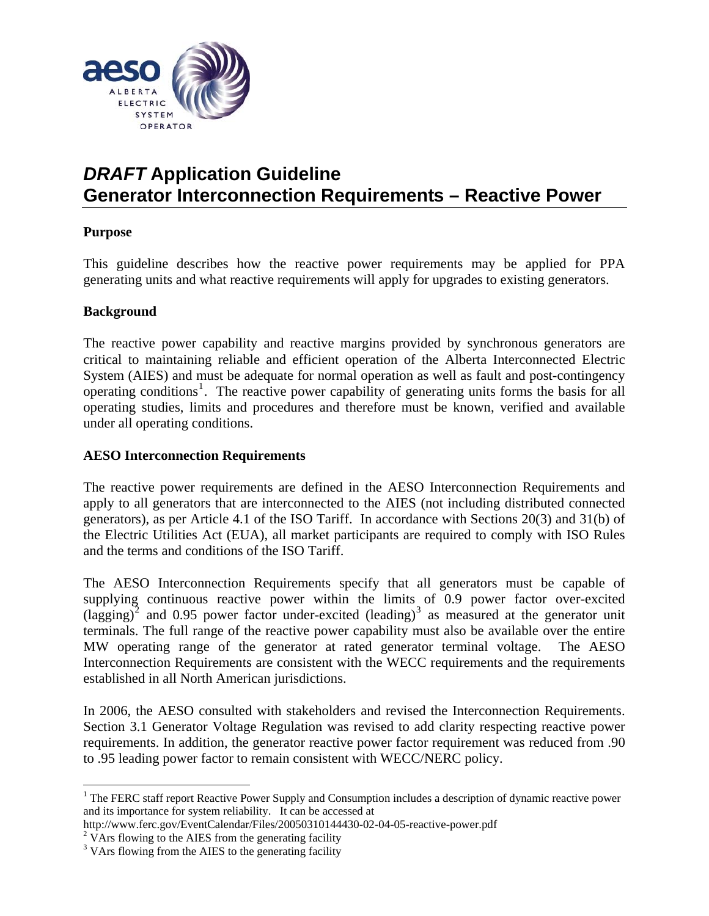aeso
ALBERTA
ELECTRIC
SYSTEM
OPERATOR

# *DRAFT* Application Guideline Generator Interconnection Requirements – Reactive Power

**Purpose**

This guideline describes how the reactive power requirements may be applied for PPA generating units and what reactive requirements will apply for upgrades to existing generators.

**Background**

The reactive power capability and reactive margins provided by synchronous generators are critical to maintaining reliable and efficient operation of the Alberta Interconnected Electric System (AIES) and must be adequate for normal operation as well as fault and post-contingency operating conditions[1]. The reactive power capability of generating units forms the basis for all operating studies, limits and procedures and therefore must be known, verified and available under all operating conditions.

**AESO Interconnection Requirements**

The reactive power requirements are defined in the AESO Interconnection Requirements and apply to all generators that are interconnected to the AIES (not including distributed connected generators), as per Article 4.1 of the ISO Tariff. In accordance with Sections 20(3) and 31(b) of the Electric Utilities Act (EUA), all market participants are required to comply with ISO Rules and the terms and conditions of the ISO Tariff.

The AESO Interconnection Requirements specify that all generators must be capable of supplying continuous reactive power within the limits of 0.9 power factor over-excited (lagging)[2] and 0.95 power factor under-excited (leading)[3] as measured at the generator unit terminals. The full range of the reactive power capability must also be available over the entire MW operating range of the generator at rated generator terminal voltage. The AESO Interconnection Requirements are consistent with the WECC requirements and the requirements established in all North American jurisdictions.

In 2006, the AESO consulted with stakeholders and revised the Interconnection Requirements. Section 3.1 Generator Voltage Regulation was revised to add clarity respecting reactive power requirements. In addition, the generator reactive power factor requirement was reduced from .90 to .95 leading power factor to remain consistent with WECC/NERC policy.

---

[1] The FERC staff report Reactive Power Supply and Consumption includes a description of dynamic reactive power and its importance for system reliability. It can be accessed at http://www.ferc.gov/EventCalendar/Files/20050310144430-02-04-05-reactive-power.pdf

[2] VArs flowing to the AIES from the generating facility

[3] VArs flowing from the AIES to the generating facility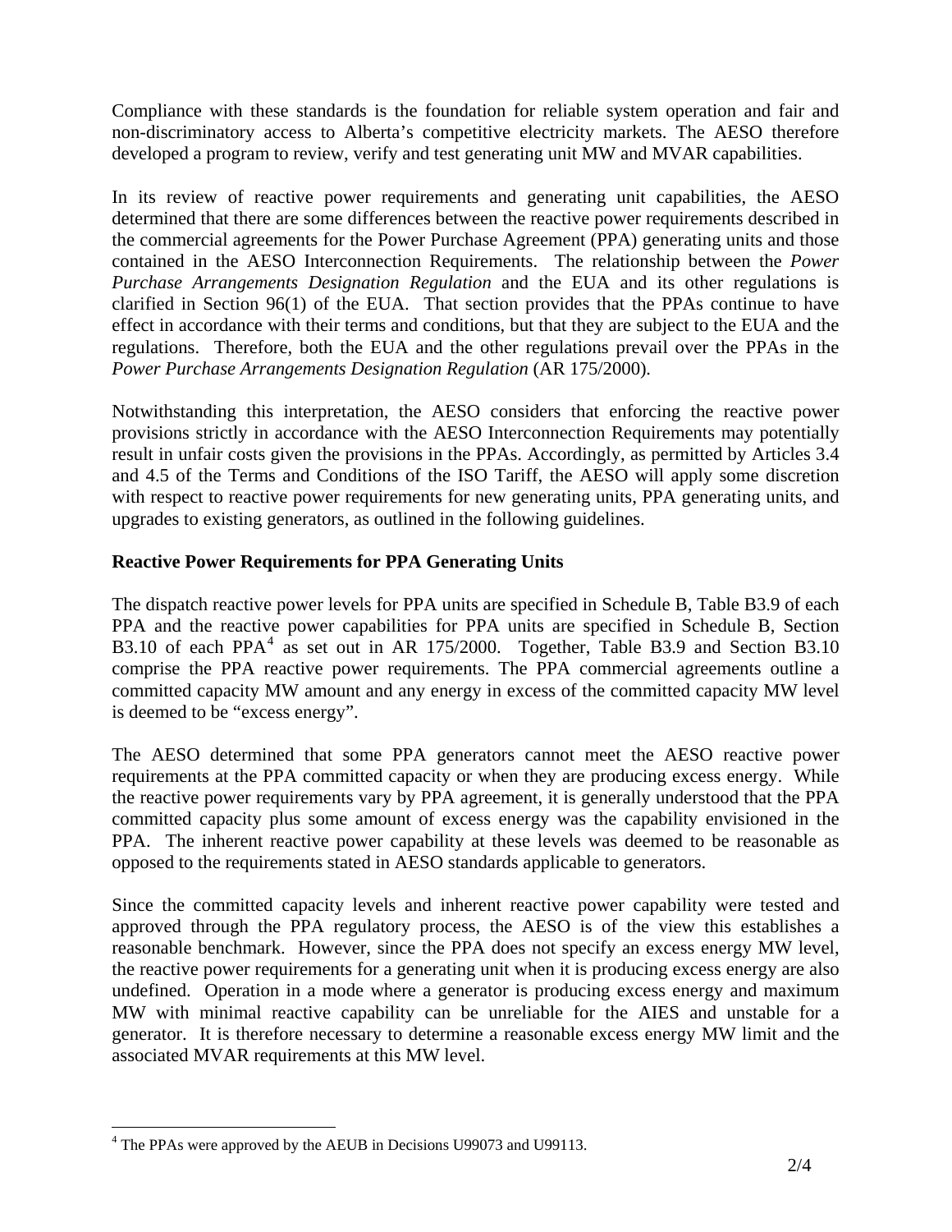Compliance with these standards is the foundation for reliable system operation and fair and non-discriminatory access to Alberta's competitive electricity markets. The AESO therefore developed a program to review, verify and test generating unit MW and MVAR capabilities.

In its review of reactive power requirements and generating unit capabilities, the AESO determined that there are some differences between the reactive power requirements described in the commercial agreements for the Power Purchase Agreement (PPA) generating units and those contained in the AESO Interconnection Requirements. The relationship between the *Power Purchase Arrangements Designation Regulation* and the EUA and its other regulations is clarified in Section 96(1) of the EUA. That section provides that the PPAs continue to have effect in accordance with their terms and conditions, but that they are subject to the EUA and the regulations. Therefore, both the EUA and the other regulations prevail over the PPAs in the *Power Purchase Arrangements Designation Regulation* (AR 175/2000).

Notwithstanding this interpretation, the AESO considers that enforcing the reactive power provisions strictly in accordance with the AESO Interconnection Requirements may potentially result in unfair costs given the provisions in the PPAs. Accordingly, as permitted by Articles 3.4 and 4.5 of the Terms and Conditions of the ISO Tariff, the AESO will apply some discretion with respect to reactive power requirements for new generating units, PPA generating units, and upgrades to existing generators, as outlined in the following guidelines.

**Reactive Power Requirements for PPA Generating Units**

The dispatch reactive power levels for PPA units are specified in Schedule B, Table B3.9 of each PPA and the reactive power capabilities for PPA units are specified in Schedule B, Section B3.10 of each PPA[4] as set out in AR 175/2000. Together, Table B3.9 and Section B3.10 comprise the PPA reactive power requirements. The PPA commercial agreements outline a committed capacity MW amount and any energy in excess of the committed capacity MW level is deemed to be "excess energy".

The AESO determined that some PPA generators cannot meet the AESO reactive power requirements at the PPA committed capacity or when they are producing excess energy. While the reactive power requirements vary by PPA agreement, it is generally understood that the PPA committed capacity plus some amount of excess energy was the capability envisioned in the PPA. The inherent reactive power capability at these levels was deemed to be reasonable as opposed to the requirements stated in AESO standards applicable to generators.

Since the committed capacity levels and inherent reactive power capability were tested and approved through the PPA regulatory process, the AESO is of the view this establishes a reasonable benchmark. However, since the PPA does not specify an excess energy MW level, the reactive power requirements for a generating unit when it is producing excess energy are also undefined. Operation in a mode where a generator is producing excess energy and maximum MW with minimal reactive capability can be unreliable for the AIES and unstable for a generator. It is therefore necessary to determine a reasonable excess energy MW limit and the associated MVAR requirements at this MW level.

[4] The PPAs were approved by the AEUB in Decisions U99073 and U99113.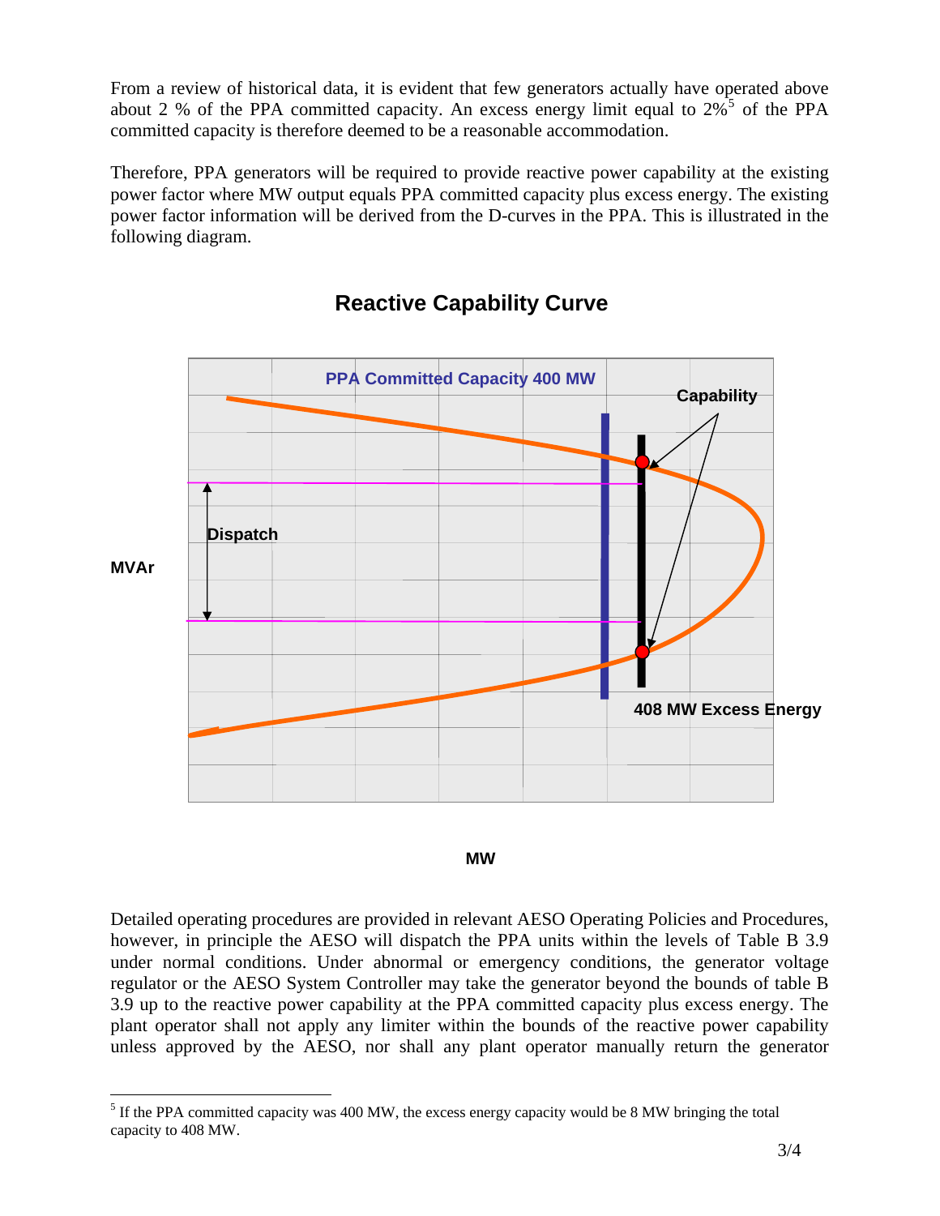From a review of historical data, it is evident that few generators actually have operated above about 2 % of the PPA committed capacity. An excess energy limit equal to 2%[5] of the PPA committed capacity is therefore deemed to be a reasonable accommodation.

Therefore, PPA generators will be required to provide reactive power capability at the existing power factor where MW output equals PPA committed capacity plus excess energy. The existing power factor information will be derived from the D-curves in the PPA. This is illustrated in the following diagram.

**Reactive Capability Curve**

PPA Committed Capacity 400 MW

Capability

Dispatch

MVAr

408 MW Excess Energy

MW

Detailed operating procedures are provided in relevant AESO Operating Policies and Procedures, however, in principle the AESO will dispatch the PPA units within the levels of Table B 3.9 under normal conditions. Under abnormal or emergency conditions, the generator voltage regulator or the AESO System Controller may take the generator beyond the bounds of table B 3.9 up to the reactive power capability at the PPA committed capacity plus excess energy. The plant operator shall not apply any limiter within the bounds of the reactive power capability unless approved by the AESO, nor shall any plant operator manually return the generator

---

[5] If the PPA committed capacity was 400 MW, the excess energy capacity would be 8 MW bringing the total capacity to 408 MW.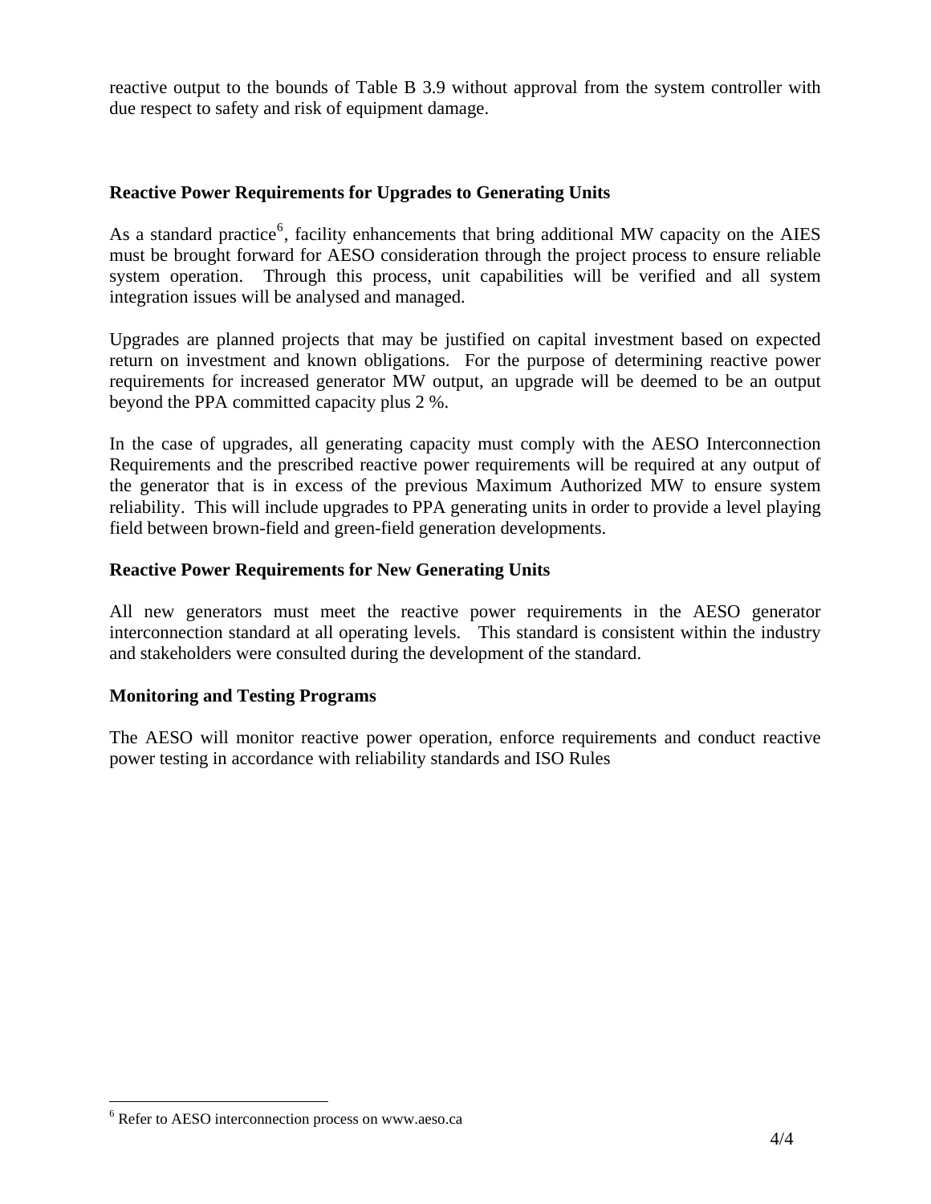reactive output to the bounds of Table B 3.9 without approval from the system controller with due respect to safety and risk of equipment damage.

## Reactive Power Requirements for Upgrades to Generating Units

As a standard practice[6], facility enhancements that bring additional MW capacity on the AIES must be brought forward for AESO consideration through the project process to ensure reliable system operation. Through this process, unit capabilities will be verified and all system integration issues will be analysed and managed.

Upgrades are planned projects that may be justified on capital investment based on expected return on investment and known obligations. For the purpose of determining reactive power requirements for increased generator MW output, an upgrade will be deemed to be an output beyond the PPA committed capacity plus 2 %.

In the case of upgrades, all generating capacity must comply with the AESO Interconnection Requirements and the prescribed reactive power requirements will be required at any output of the generator that is in excess of the previous Maximum Authorized MW to ensure system reliability. This will include upgrades to PPA generating units in order to provide a level playing field between brown-field and green-field generation developments.

## Reactive Power Requirements for New Generating Units

All new generators must meet the reactive power requirements in the AESO generator interconnection standard at all operating levels. This standard is consistent within the industry and stakeholders were consulted during the development of the standard.

## Monitoring and Testing Programs

The AESO will monitor reactive power operation, enforce requirements and conduct reactive power testing in accordance with reliability standards and ISO Rules

---

[6] Refer to AESO interconnection process on www.aeso.ca